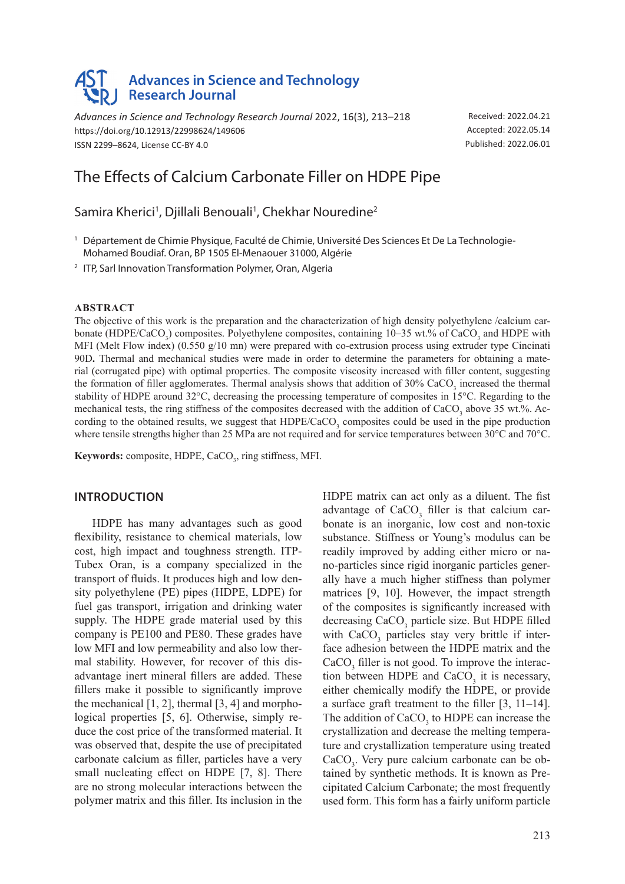Advances in Science and Technology Research Journal

*Advances in Science and Technology Research Journal* 2022, 16(3), 213–218
https://doi.org/10.12913/22998624/149606
ISSN 2299–8624, License CC-BY 4.0

Received: 2022.04.21
Accepted: 2022.05.14
Published: 2022.06.01

# The Effects of Calcium Carbonate Filler on HDPE Pipe

Samira Kherici[1], Djillali Benouali[1], Chekhar Nouredine[2]

[1] Département de Chimie Physique, Faculté de Chimie, Université Des Sciences Et De La Technologie-Mohamed Boudiaf. Oran, BP 1505 El-Menaouer 31000, Algérie

[2] ITP, Sarl Innovation Transformation Polymer, Oran, Algeria

## ABSTRACT

The objective of this work is the preparation and the characterization of high density polyethylene /calcium carbonate (HDPE/$CaCO_3$) composites. Polyethylene composites, containing 10–35 wt.% of $CaCO_3$ and HDPE with MFI (Melt Flow index) (0.550 g/10 mn) were prepared with co-extrusion process using extruder type Cincinati 90D**.** Thermal and mechanical studies were made in order to determine the parameters for obtaining a material (corrugated pipe) with optimal properties. The composite viscosity increased with filler content, suggesting the formation of filler agglomerates. Thermal analysis shows that addition of 30% $CaCO_3$ increased the thermal stability of HDPE around 32°C, decreasing the processing temperature of composites in 15°C. Regarding to the mechanical tests, the ring stiffness of the composites decreased with the addition of $CaCO_3$ above 35 wt.%. According to the obtained results, we suggest that HDPE/$CaCO_3$ composites could be used in the pipe production where tensile strengths higher than 25 MPa are not required and for service temperatures between 30°C and 70°C.

**Keywords:** composite, HDPE, $CaCO_3$, ring stiffness, MFI.

## INTRODUCTION

HDPE has many advantages such as good flexibility, resistance to chemical materials, low cost, high impact and toughness strength. ITP-Tubex Oran, is a company specialized in the transport of fluids. It produces high and low density polyethylene (PE) pipes (HDPE, LDPE) for fuel gas transport, irrigation and drinking water supply. The HDPE grade material used by this company is PE100 and PE80. These grades have low MFI and low permeability and also low thermal stability. However, for recover of this disadvantage inert mineral fillers are added. These fillers make it possible to significantly improve the mechanical [1, 2], thermal [3, 4] and morphological properties [5, 6]. Otherwise, simply reduce the cost price of the transformed material. It was observed that, despite the use of precipitated carbonate calcium as filler, particles have a very small nucleating effect on HDPE [7, 8]. There are no strong molecular interactions between the polymer matrix and this filler. Its inclusion in the HDPE matrix can act only as a diluent. The fist advantage of $CaCO_3$ filler is that calcium carbonate is an inorganic, low cost and non-toxic substance. Stiffness or Young's modulus can be readily improved by adding either micro or nano-particles since rigid inorganic particles generally have a much higher stiffness than polymer matrices [9, 10]. However, the impact strength of the composites is significantly increased with decreasing $CaCO_3$ particle size. But HDPE filled with $CaCO_3$ particles stay very brittle if interface adhesion between the HDPE matrix and the $CaCO_3$ filler is not good. To improve the interaction between HDPE and $CaCO_3$ it is necessary, either chemically modify the HDPE, or provide a surface graft treatment to the filler [3, 11–14]. The addition of $CaCO_3$ to HDPE can increase the crystallization and decrease the melting temperature and crystallization temperature using treated $CaCO_3$. Very pure calcium carbonate can be obtained by synthetic methods. It is known as Precipitated Calcium Carbonate; the most frequently used form. This form has a fairly uniform particle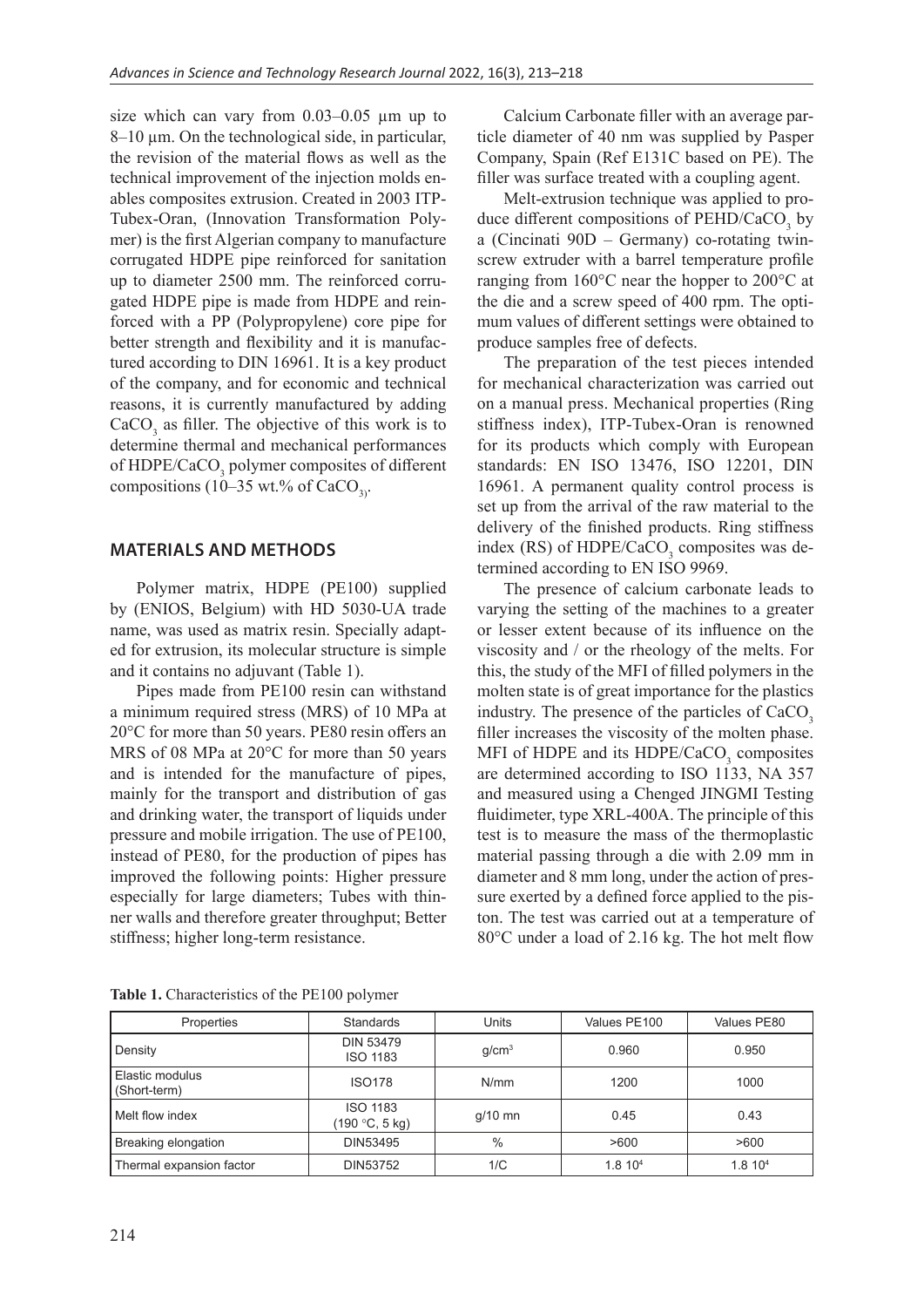size which can vary from 0.03–0.05 µm up to 8–10 µm. On the technological side, in particular, the revision of the material flows as well as the technical improvement of the injection molds enables composites extrusion. Created in 2003 ITP-Tubex-Oran, (Innovation Transformation Polymer) is the first Algerian company to manufacture corrugated HDPE pipe reinforced for sanitation up to diameter 2500 mm. The reinforced corrugated HDPE pipe is made from HDPE and reinforced with a PP (Polypropylene) core pipe for better strength and flexibility and it is manufactured according to DIN 16961. It is a key product of the company, and for economic and technical reasons, it is currently manufactured by adding $CaCO_3$ as filler. The objective of this work is to determine thermal and mechanical performances of HDPE/$CaCO_3$ polymer composites of different compositions (10–35 wt.% of $CaCO_3$).

## MATERIALS AND METHODS

Polymer matrix, HDPE (PE100) supplied by (ENIOS, Belgium) with HD 5030-UA trade name, was used as matrix resin. Specially adapted for extrusion, its molecular structure is simple and it contains no adjuvant (Table 1).

Pipes made from PE100 resin can withstand a minimum required stress (MRS) of 10 MPa at 20°C for more than 50 years. PE80 resin offers an MRS of 08 MPa at 20°C for more than 50 years and is intended for the manufacture of pipes, mainly for the transport and distribution of gas and drinking water, the transport of liquids under pressure and mobile irrigation. The use of PE100, instead of PE80, for the production of pipes has improved the following points: Higher pressure especially for large diameters; Tubes with thinner walls and therefore greater throughput; Better stiffness; higher long-term resistance.

**Table 1.** Characteristics of the PE100 polymer

| Properties | Standards | Units | Values PE100 | Values PE80 |
|---|---|---|---|---|
| Density | DIN 53479 ISO 1183 | g/cm³ | 0.960 | 0.950 |
| Elastic modulus (Short-term) | ISO178 | N/mm | 1200 | 1000 |
| Melt flow index | ISO 1183 (190 °C, 5 kg) | g/10 mn | 0.45 | 0.43 |
| Breaking elongation | DIN53495 | % | >600 | >600 |
| Thermal expansion factor | DIN53752 | 1/C | $1.8\ 10^4$ | $1.8\ 10^4$ |

Calcium Carbonate filler with an average particle diameter of 40 nm was supplied by Pasper Company, Spain (Ref E131C based on PE). The filler was surface treated with a coupling agent.

Melt-extrusion technique was applied to produce different compositions of PEHD/$CaCO_3$ by a (Cincinati 90D – Germany) co-rotating twin-screw extruder with a barrel temperature profile ranging from 160°C near the hopper to 200°C at the die and a screw speed of 400 rpm. The optimum values of different settings were obtained to produce samples free of defects.

The preparation of the test pieces intended for mechanical characterization was carried out on a manual press. Mechanical properties (Ring stiffness index), ITP-Tubex-Oran is renowned for its products which comply with European standards: EN ISO 13476, ISO 12201, DIN 16961. A permanent quality control process is set up from the arrival of the raw material to the delivery of the finished products. Ring stiffness index (RS) of HDPE/$CaCO_3$ composites was determined according to EN ISO 9969.

The presence of calcium carbonate leads to varying the setting of the machines to a greater or lesser extent because of its influence on the viscosity and / or the rheology of the melts. For this, the study of the MFI of filled polymers in the molten state is of great importance for the plastics industry. The presence of the particles of $CaCO_3$ filler increases the viscosity of the molten phase. MFI of HDPE and its HDPE/$CaCO_3$ composites are determined according to ISO 1133, NA 357 and measured using a Chenged JINGMI Testing fluidimeter, type XRL-400A. The principle of this test is to measure the mass of the thermoplastic material passing through a die with 2.09 mm in diameter and 8 mm long, under the action of pressure exerted by a defined force applied to the piston. The test was carried out at a temperature of 80°C under a load of 2.16 kg. The hot melt flow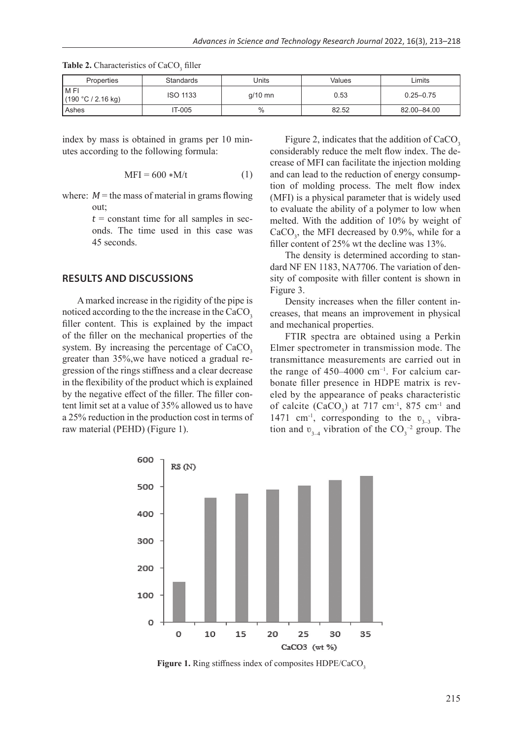**Table 2.** Characteristics of $CaCO_3$ filler

| Properties | Standards | Units | Values | Limits |
|---|---|---|---|---|
| M FI (190 °C / 2.16 kg) | ISO 1133 | g/10 mn | 0.53 | 0.25–0.75 |
| Ashes | IT-005 | % | 82.52 | 82.00–84.00 |

index by mass is obtained in grams per 10 minutes according to the following formula:

$$MFI = 600 * M/t \quad (1)$$

where: $M$ = the mass of material in grams flowing out;
$t$ = constant time for all samples in seconds. The time used in this case was 45 seconds.

## RESULTS AND DISCUSSIONS

A marked increase in the rigidity of the pipe is noticed according to the the increase in the $CaCO_3$ filler content. This is explained by the impact of the filler on the mechanical properties of the system. By increasing the percentage of $CaCO_3$ greater than 35%,we have noticed a gradual regression of the rings stiffness and a clear decrease in the flexibility of the product which is explained by the negative effect of the filler. The filler content limit set at a value of 35% allowed us to have a 25% reduction in the production cost in terms of raw material (PEHD) (Figure 1).

Figure 2, indicates that the addition of $CaCO_3$ considerably reduce the melt flow index. The decrease of MFI can facilitate the injection molding and can lead to the reduction of energy consumption of molding process. The melt flow index (MFI) is a physical parameter that is widely used to evaluate the ability of a polymer to low when melted. With the addition of 10% by weight of $CaCO_3$, the MFI decreased by 0.9%, while for a filler content of 25% wt the decline was 13%.

The density is determined according to standard NF EN 1183, NA7706. The variation of density of composite with filler content is shown in Figure 3.

Density increases when the filler content increases, that means an improvement in physical and mechanical properties.

FTIR spectra are obtained using a Perkin Elmer spectrometer in transmission mode. The transmittance measurements are carried out in the range of 450–4000 cm$^{-1}$. For calcium carbonate filler presence in HDPE matrix is reveled by the appearance of peaks characteristic of calcite ($CaCO_3$) at 717 cm$^{-1}$, 875 cm$^{-1}$ and 1471 cm$^{-1}$, corresponding to the $\upsilon_{3-3}$ vibration and $\upsilon_{3-4}$ vibration of the $CO_3^{-2}$ group. The

**Figure 1.** Ring stiffness index of composites HDPE/$CaCO_3$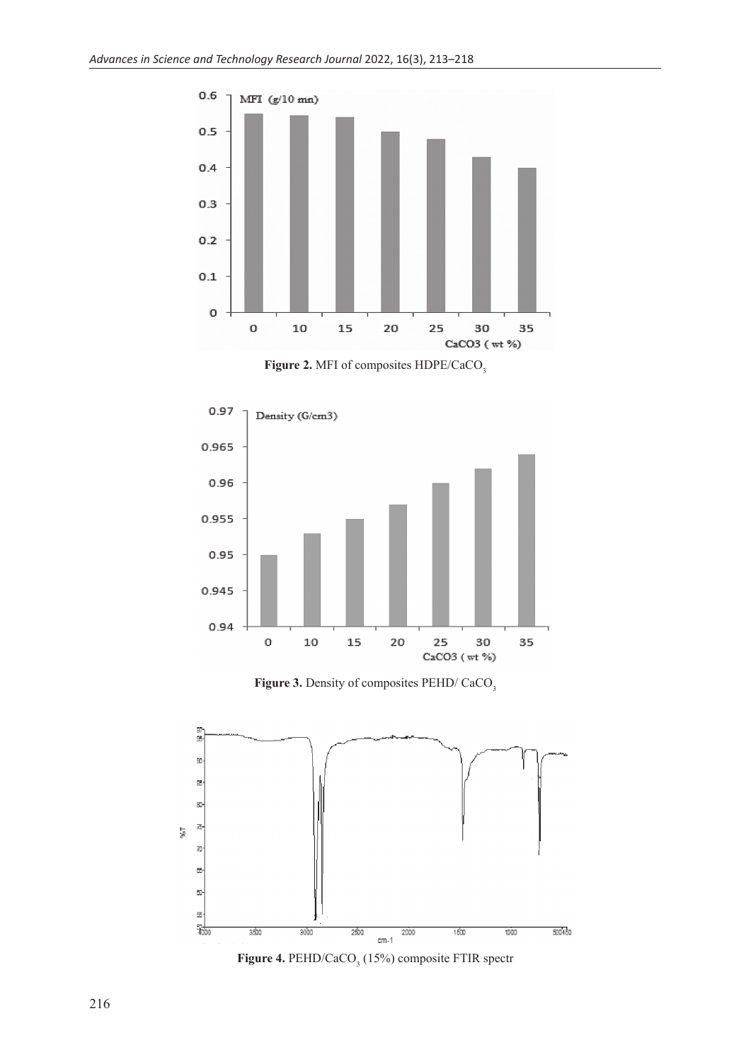Figure 2. MFI of composites HDPE/$CaCO_3$

Figure 3. Density of composites PEHD/ $CaCO_3$

Figure 4. PEHD/$CaCO_3$ (15%) composite FTIR spectr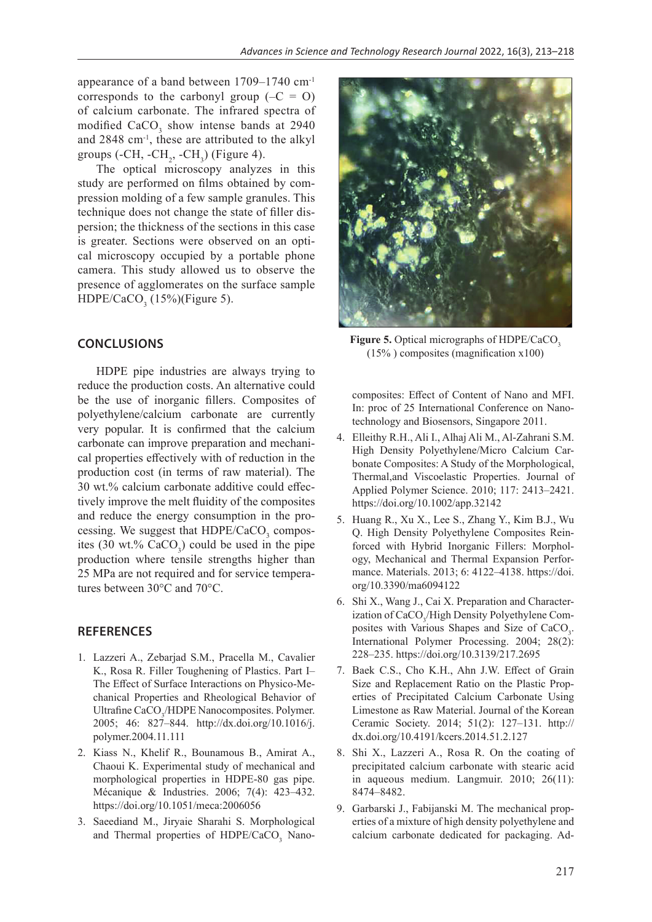appearance of a band between 1709–1740 cm$^{-1}$ corresponds to the carbonyl group (–C = O) of calcium carbonate. The infrared spectra of modified $CaCO_3$ show intense bands at 2940 and 2848 cm$^{-1}$, these are attributed to the alkyl groups (-CH, -$CH_2$, -$CH_3$) (Figure 4).

The optical microscopy analyzes in this study are performed on films obtained by compression molding of a few sample granules. This technique does not change the state of filler dispersion; the thickness of the sections in this case is greater. Sections were observed on an optical microscopy occupied by a portable phone camera. This study allowed us to observe the presence of agglomerates on the surface sample HDPE/$CaCO_3$ (15%)(Figure 5).

**Figure 5.** Optical micrographs of HDPE/$CaCO_3$ (15% ) composites (magnification x100)

## CONCLUSIONS

HDPE pipe industries are always trying to reduce the production costs. An alternative could be the use of inorganic fillers. Composites of polyethylene/calcium carbonate are currently very popular. It is confirmed that the calcium carbonate can improve preparation and mechanical properties effectively with of reduction in the production cost (in terms of raw material). The 30 wt.% calcium carbonate additive could effectively improve the melt fluidity of the composites and reduce the energy consumption in the processing. We suggest that HDPE/$CaCO_3$ composites (30 wt.% $CaCO_3$) could be used in the pipe production where tensile strengths higher than 25 MPa are not required and for service temperatures between 30°C and 70°C.

## REFERENCES

1. Lazzeri A., Zebarjad S.M., Pracella M., Cavalier K., Rosa R. Filler Toughening of Plastics. Part I– The Effect of Surface Interactions on Physico-Mechanical Properties and Rheological Behavior of Ultrafine $CaCO_3$/HDPE Nanocomposites. Polymer. 2005; 46: 827–844. http://dx.doi.org/10.1016/j.polymer.2004.11.111
2. Kiass N., Khelif R., Bounamous B., Amirat A., Chaoui K. Experimental study of mechanical and morphological properties in HDPE-80 gas pipe. Mécanique & Industries. 2006; 7(4): 423–432. https://doi.org/10.1051/meca:2006056
3. Saeediand M., Jiryaie Sharahi S. Morphological and Thermal properties of HDPE/$CaCO_3$ Nanocomposites: Effect of Content of Nano and MFI. In: proc of 25 International Conference on Nanotechnology and Biosensors, Singapore 2011.
4. Elleithy R.H., Ali I., Alhaj Ali M., Al-Zahrani S.M. High Density Polyethylene/Micro Calcium Carbonate Composites: A Study of the Morphological, Thermal,and Viscoelastic Properties. Journal of Applied Polymer Science. 2010; 117: 2413–2421. https://doi.org/10.1002/app.32142
5. Huang R., Xu X., Lee S., Zhang Y., Kim B.J., Wu Q. High Density Polyethylene Composites Reinforced with Hybrid Inorganic Fillers: Morphology, Mechanical and Thermal Expansion Performance. Materials. 2013; 6: 4122–4138. https://doi.org/10.3390/ma6094122
6. Shi X., Wang J., Cai X. Preparation and Characterization of $CaCO_3$/High Density Polyethylene Composites with Various Shapes and Size of $CaCO_3$. International Polymer Processing. 2004; 28(2): 228–235. https://doi.org/10.3139/217.2695
7. Baek C.S., Cho K.H., Ahn J.W. Effect of Grain Size and Replacement Ratio on the Plastic Properties of Precipitated Calcium Carbonate Using Limestone as Raw Material. Journal of the Korean Ceramic Society. 2014; 51(2): 127–131. http://dx.doi.org/10.4191/kcers.2014.51.2.127
8. Shi X., Lazzeri A., Rosa R. On the coating of precipitated calcium carbonate with stearic acid in aqueous medium. Langmuir. 2010; 26(11): 8474–8482.
9. Garbarski J., Fabijanski M. The mechanical properties of a mixture of high density polyethylene and calcium carbonate dedicated for packaging. Ad-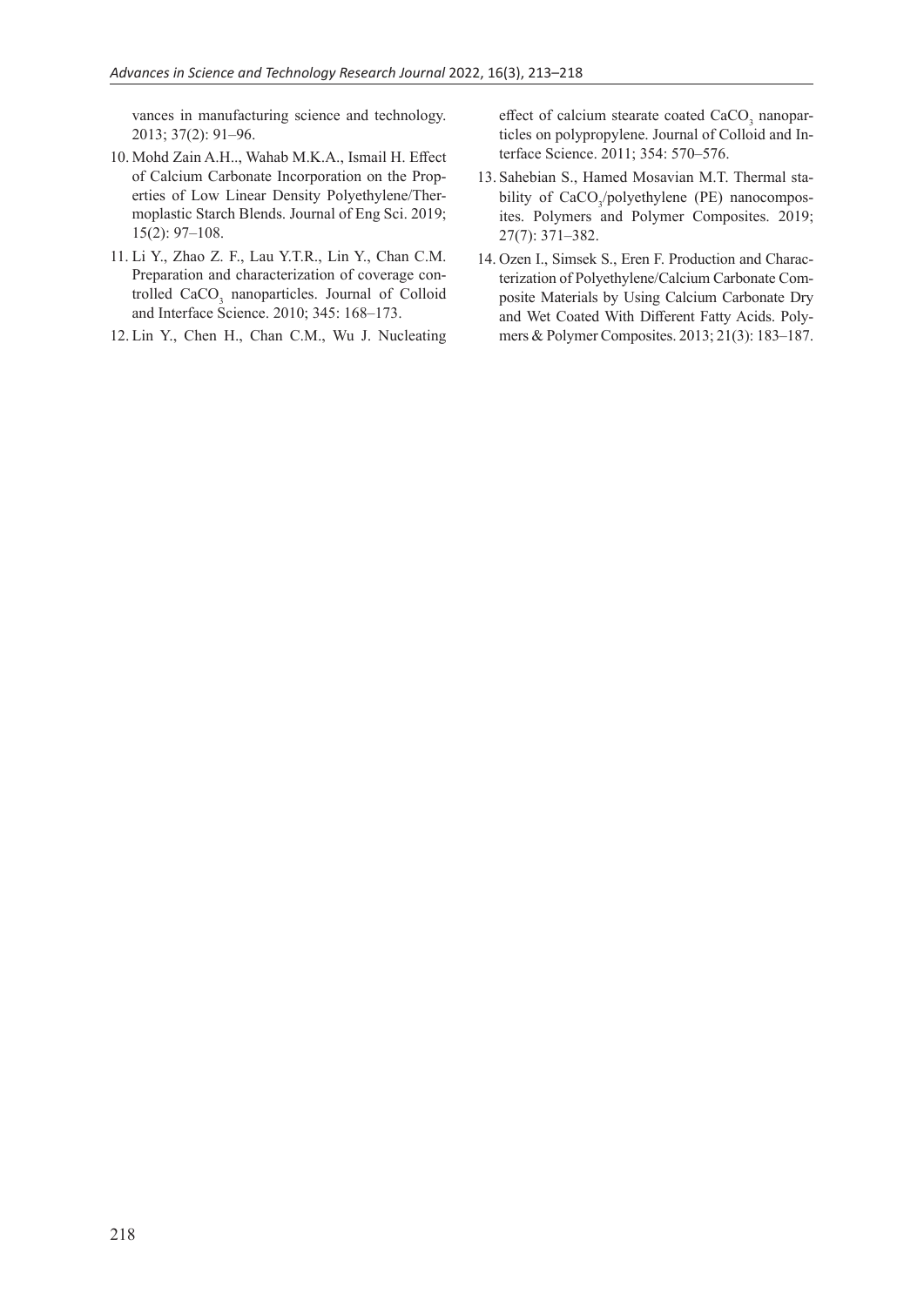vances in manufacturing science and technology. 2013; 37(2): 91–96.

10. Mohd Zain A.H.., Wahab M.K.A., Ismail H. Effect of Calcium Carbonate Incorporation on the Properties of Low Linear Density Polyethylene/Thermoplastic Starch Blends. Journal of Eng Sci. 2019; 15(2): 97–108.
11. Li Y., Zhao Z. F., Lau Y.T.R., Lin Y., Chan C.M. Preparation and characterization of coverage controlled $CaCO_3$ nanoparticles. Journal of Colloid and Interface Science. 2010; 345: 168–173.
12. Lin Y., Chen H., Chan C.M., Wu J. Nucleating effect of calcium stearate coated $CaCO_3$ nanoparticles on polypropylene. Journal of Colloid and Interface Science. 2011; 354: 570–576.
13. Sahebian S., Hamed Mosavian M.T. Thermal stability of $CaCO_3$/polyethylene (PE) nanocomposites. Polymers and Polymer Composites. 2019; 27(7): 371–382.
14. Ozen I., Simsek S., Eren F. Production and Characterization of Polyethylene/Calcium Carbonate Composite Materials by Using Calcium Carbonate Dry and Wet Coated With Different Fatty Acids. Polymers & Polymer Composites. 2013; 21(3): 183–187.